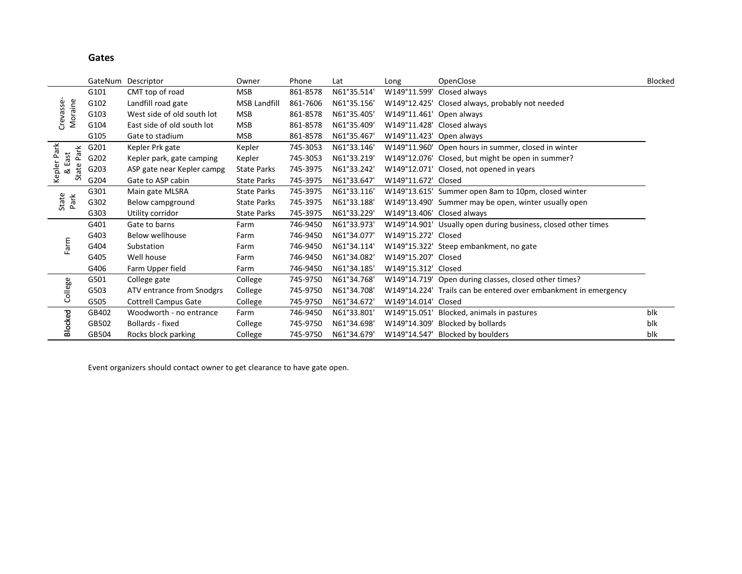## Gates

| | GateNum | Descriptor | Owner | Phone | Lat | Long | OpenClose | Blocked |
|---|---|---|---|---|---|---|---|---|
| Crevasse-Moraine | G101 | CMT top of road | MSB | 861-8578 | N61°35.514' | W149°11.599' | Closed always | |
| | G102 | Landfill road gate | MSB Landfill | 861-7606 | N61°35.156' | W149°12.425' | Closed always, probably not needed | |
| | G103 | West side of old south lot | MSB | 861-8578 | N61°35.405' | W149°11.461' | Open always | |
| | G104 | East side of old south lot | MSB | 861-8578 | N61°35.409' | W149°11.428' | Closed always | |
| | G105 | Gate to stadium | MSB | 861-8578 | N61°35.467' | W149°11.423' | Open always | |
| Kepler Park & East State Park | G201 | Kepler Prk gate | Kepler | 745-3053 | N61°33.146' | W149°11.960' | Open hours in summer, closed in winter | |
| | G202 | Kepler park, gate camping | Kepler | 745-3053 | N61°33.219' | W149°12.076' | Closed, but might be open in summer? | |
| | G203 | ASP gate near Kepler campg | State Parks | 745-3975 | N61°33.242' | W149°12.071' | Closed, not opened in years | |
| | G204 | Gate to ASP cabin | State Parks | 745-3975 | N61°33.647' | W149°11.672' | Closed | |
| State Park | G301 | Main gate MLSRA | State Parks | 745-3975 | N61°33.116' | W149°13.615' | Summer open 8am to 10pm, closed winter | |
| | G302 | Below campground | State Parks | 745-3975 | N61°33.188' | W149°13.490' | Summer may be open, winter usually open | |
| | G303 | Utility corridor | State Parks | 745-3975 | N61°33.229' | W149°13.406' | Closed always | |
| Farm | G401 | Gate to barns | Farm | 746-9450 | N61°33.973' | W149°14.901' | Usually open during business, closed other times | |
| | G403 | Below wellhouse | Farm | 746-9450 | N61°34.077' | W149°15.272' | Closed | |
| | G404 | Substation | Farm | 746-9450 | N61°34.114' | W149°15.322' | Steep embankment, no gate | |
| | G405 | Well house | Farm | 746-9450 | N61°34.082' | W149°15.207' | Closed | |
| | G406 | Farm Upper field | Farm | 746-9450 | N61°34.185' | W149°15.312' | Closed | |
| College | G501 | College gate | College | 745-9750 | N61°34.768' | W149°14.719' | Open during classes, closed other times? | |
| | G503 | ATV entrance from Snodgrs | College | 745-9750 | N61°34.708' | W149°14.224' | Trails can be entered over embankment in emergency | |
| | G505 | Cottrell Campus Gate | College | 745-9750 | N61°34.672' | W149°14.014' | Closed | |
| Blocked | GB402 | Woodworth - no entrance | Farm | 746-9450 | N61°33.801' | W149°15.051' | Blocked, animals in pastures | blk |
| | GB502 | Bollards - fixed | College | 745-9750 | N61°34.698' | W149°14.309' | Blocked by bollards | blk |
| | GB504 | Rocks block parking | College | 745-9750 | N61°34.679' | W149°14.547' | Blocked by boulders | blk |

Event organizers should contact owner to get clearance to have gate open.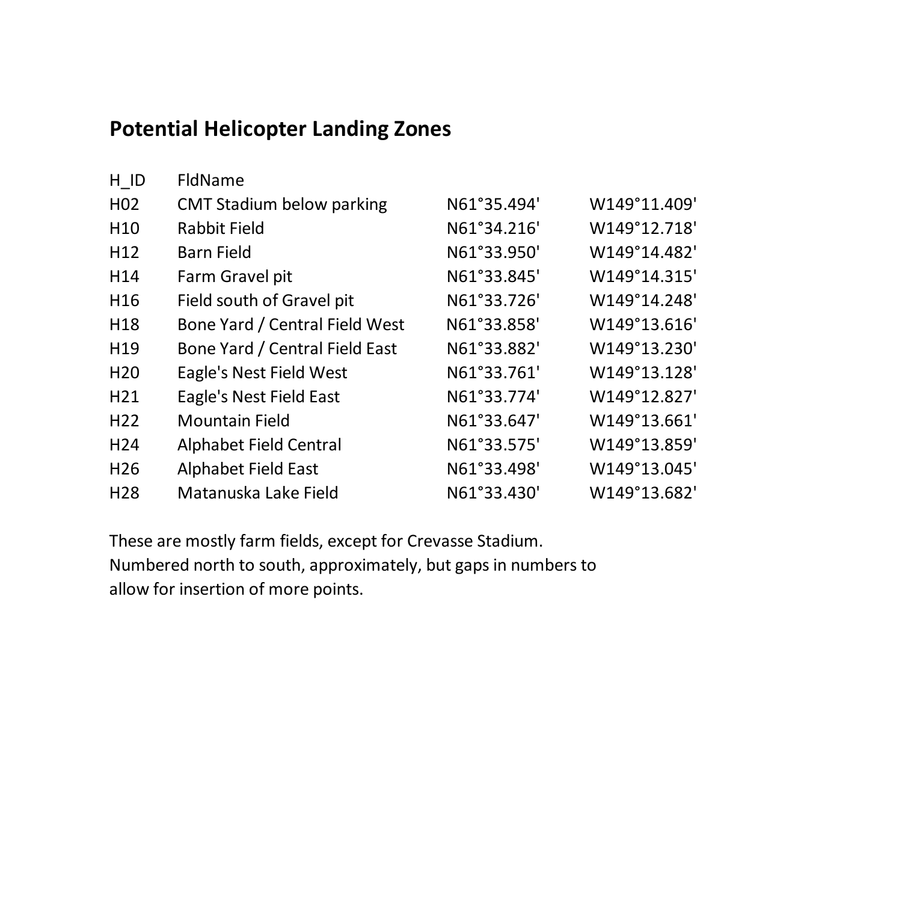# Potential Helicopter Landing Zones

| H_ID | FldName | | |
|---|---|---|---|
| H02 | CMT Stadium below parking | N61°35.494' | W149°11.409' |
| H10 | Rabbit Field | N61°34.216' | W149°12.718' |
| H12 | Barn Field | N61°33.950' | W149°14.482' |
| H14 | Farm Gravel pit | N61°33.845' | W149°14.315' |
| H16 | Field south of Gravel pit | N61°33.726' | W149°14.248' |
| H18 | Bone Yard / Central Field West | N61°33.858' | W149°13.616' |
| H19 | Bone Yard / Central Field East | N61°33.882' | W149°13.230' |
| H20 | Eagle's Nest Field West | N61°33.761' | W149°13.128' |
| H21 | Eagle's Nest Field East | N61°33.774' | W149°12.827' |
| H22 | Mountain Field | N61°33.647' | W149°13.661' |
| H24 | Alphabet Field Central | N61°33.575' | W149°13.859' |
| H26 | Alphabet Field East | N61°33.498' | W149°13.045' |
| H28 | Matanuska Lake Field | N61°33.430' | W149°13.682' |

These are mostly farm fields, except for Crevasse Stadium.
Numbered north to south, approximately, but gaps in numbers to allow for insertion of more points.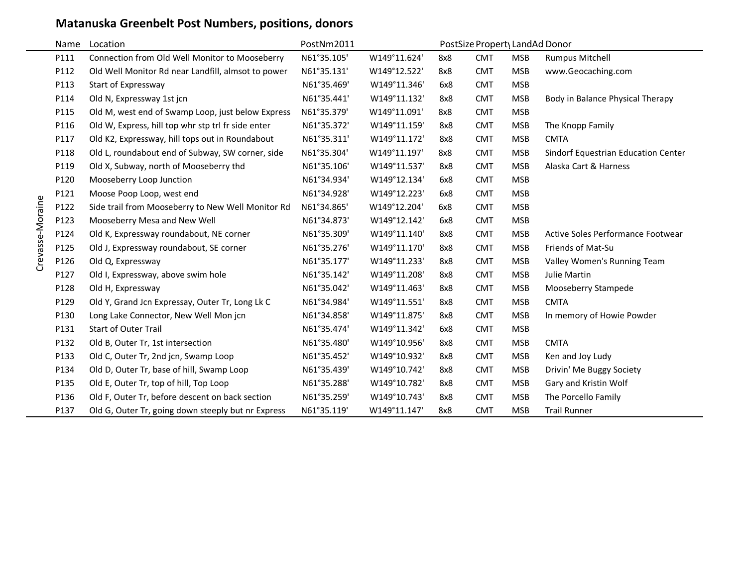## Matanuska Greenbelt Post Numbers, positions, donors

| | Name | Location | PostNm2011 | | PostSize | Property | LandAd | Donor |
|---|---|---|---|---|---|---|---|---|
| Crevasse-Moraine | P111 | Connection from Old Well Monitor to Mooseberry | N61°35.105' | W149°11.624' | 8x8 | CMT | MSB | Rumpus Mitchell |
| | P112 | Old Well Monitor Rd near Landfill, almsot to power | N61°35.131' | W149°12.522' | 8x8 | CMT | MSB | www.Geocaching.com |
| | P113 | Start of Expressway | N61°35.469' | W149°11.346' | 6x8 | CMT | MSB | |
| | P114 | Old N, Expressway 1st jcn | N61°35.441' | W149°11.132' | 8x8 | CMT | MSB | Body in Balance Physical Therapy |
| | P115 | Old M, west end of Swamp Loop, just below Express | N61°35.379' | W149°11.091' | 8x8 | CMT | MSB | |
| | P116 | Old W, Express, hill top whr stp trl fr side enter | N61°35.372' | W149°11.159' | 8x8 | CMT | MSB | The Knopp Family |
| | P117 | Old K2, Expressway, hill tops out in Roundabout | N61°35.311' | W149°11.172' | 8x8 | CMT | MSB | CMTA |
| | P118 | Old L, roundabout end of Subway, SW corner, side | N61°35.304' | W149°11.197' | 8x8 | CMT | MSB | Sindorf Equestrian Education Center |
| | P119 | Old X, Subway, north of Mooseberry thd | N61°35.106' | W149°11.537' | 8x8 | CMT | MSB | Alaska Cart & Harness |
| | P120 | Mooseberry Loop Junction | N61°34.934' | W149°12.134' | 6x8 | CMT | MSB | |
| | P121 | Moose Poop Loop, west end | N61°34.928' | W149°12.223' | 6x8 | CMT | MSB | |
| | P122 | Side trail from Mooseberry to New Well Monitor Rd | N61°34.865' | W149°12.204' | 6x8 | CMT | MSB | |
| | P123 | Mooseberry Mesa and New Well | N61°34.873' | W149°12.142' | 6x8 | CMT | MSB | |
| | P124 | Old K, Expressway roundabout, NE corner | N61°35.309' | W149°11.140' | 8x8 | CMT | MSB | Active Soles Performance Footwear |
| | P125 | Old J, Expressway roundabout, SE corner | N61°35.276' | W149°11.170' | 8x8 | CMT | MSB | Friends of Mat-Su |
| | P126 | Old Q, Expressway | N61°35.177' | W149°11.233' | 8x8 | CMT | MSB | Valley Women's Running Team |
| | P127 | Old I, Expressway, above swim hole | N61°35.142' | W149°11.208' | 8x8 | CMT | MSB | Julie Martin |
| | P128 | Old H, Expressway | N61°35.042' | W149°11.463' | 8x8 | CMT | MSB | Mooseberry Stampede |
| | P129 | Old Y, Grand Jcn Expressay, Outer Tr, Long Lk C | N61°34.984' | W149°11.551' | 8x8 | CMT | MSB | CMTA |
| | P130 | Long Lake Connector, New Well Mon jcn | N61°34.858' | W149°11.875' | 8x8 | CMT | MSB | In memory of Howie Powder |
| | P131 | Start of Outer Trail | N61°35.474' | W149°11.342' | 6x8 | CMT | MSB | |
| | P132 | Old B, Outer Tr, 1st intersection | N61°35.480' | W149°10.956' | 8x8 | CMT | MSB | CMTA |
| | P133 | Old C, Outer Tr, 2nd jcn, Swamp Loop | N61°35.452' | W149°10.932' | 8x8 | CMT | MSB | Ken and Joy Ludy |
| | P134 | Old D, Outer Tr, base of hill, Swamp Loop | N61°35.439' | W149°10.742' | 8x8 | CMT | MSB | Drivin' Me Buggy Society |
| | P135 | Old E, Outer Tr, top of hill, Top Loop | N61°35.288' | W149°10.782' | 8x8 | CMT | MSB | Gary and Kristin Wolf |
| | P136 | Old F, Outer Tr, before descent on back section | N61°35.259' | W149°10.743' | 8x8 | CMT | MSB | The Porcello Family |
| | P137 | Old G, Outer Tr, going down steeply but nr Express | N61°35.119' | W149°11.147' | 8x8 | CMT | MSB | Trail Runner |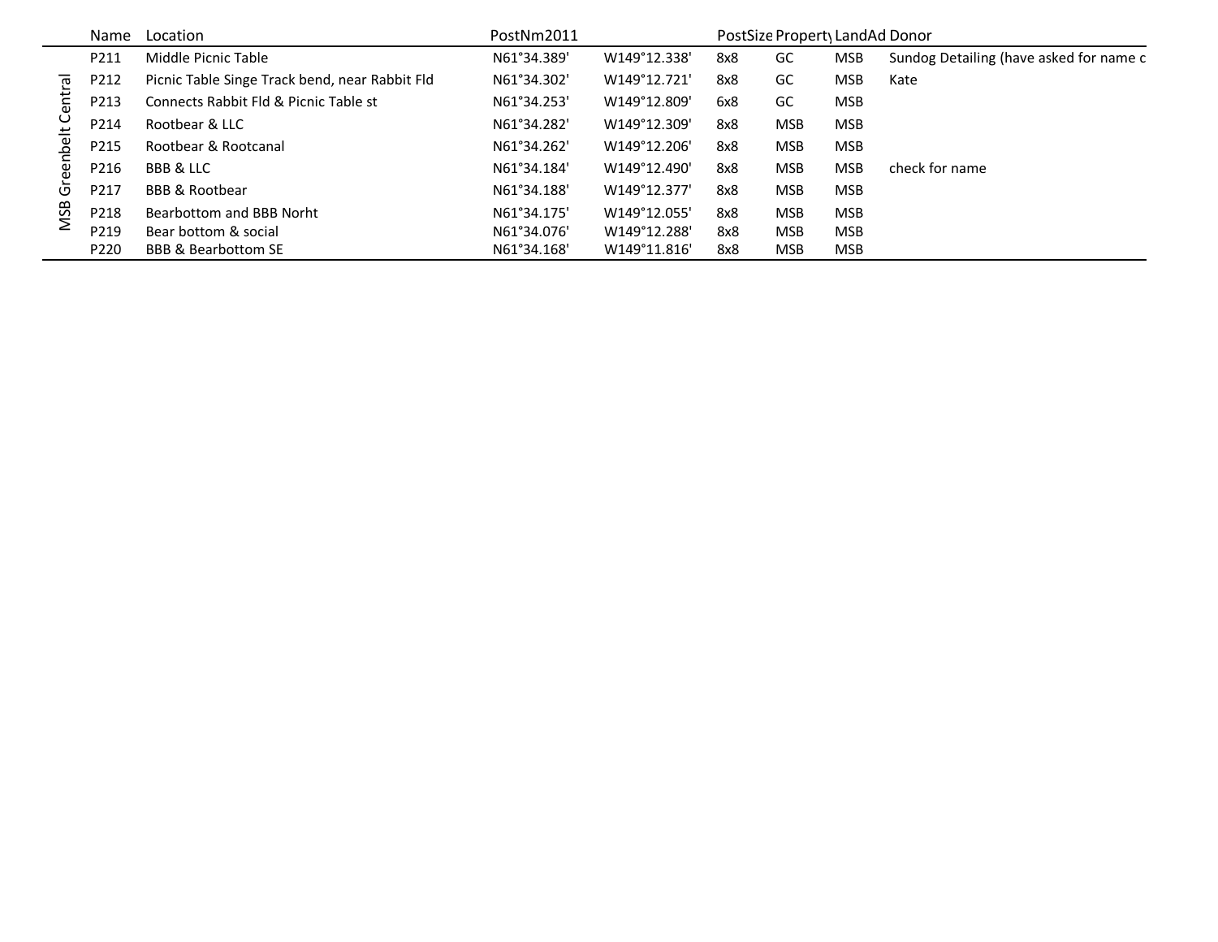| | Name | Location | PostNm2011 | | PostSize | Property | LandAd | Donor |
|---|---|---|---|---|---|---|---|---|
| MSB Greenbelt Central | P211 | Middle Picnic Table | N61°34.389' | W149°12.338' | 8x8 | GC | MSB | Sundog Detailing (have asked for name c |
| | P212 | Picnic Table Singe Track bend, near Rabbit Fld | N61°34.302' | W149°12.721' | 8x8 | GC | MSB | Kate |
| | P213 | Connects Rabbit Fld & Picnic Table st | N61°34.253' | W149°12.809' | 6x8 | GC | MSB | |
| | P214 | Rootbear & LLC | N61°34.282' | W149°12.309' | 8x8 | MSB | MSB | |
| | P215 | Rootbear & Rootcanal | N61°34.262' | W149°12.206' | 8x8 | MSB | MSB | |
| | P216 | BBB & LLC | N61°34.184' | W149°12.490' | 8x8 | MSB | MSB | check for name |
| | P217 | BBB & Rootbear | N61°34.188' | W149°12.377' | 8x8 | MSB | MSB | |
| | P218 | Bearbottom and BBB Norht | N61°34.175' | W149°12.055' | 8x8 | MSB | MSB | |
| | P219 | Bear bottom & social | N61°34.076' | W149°12.288' | 8x8 | MSB | MSB | |
| | P220 | BBB & Bearbottom SE | N61°34.168' | W149°11.816' | 8x8 | MSB | MSB | |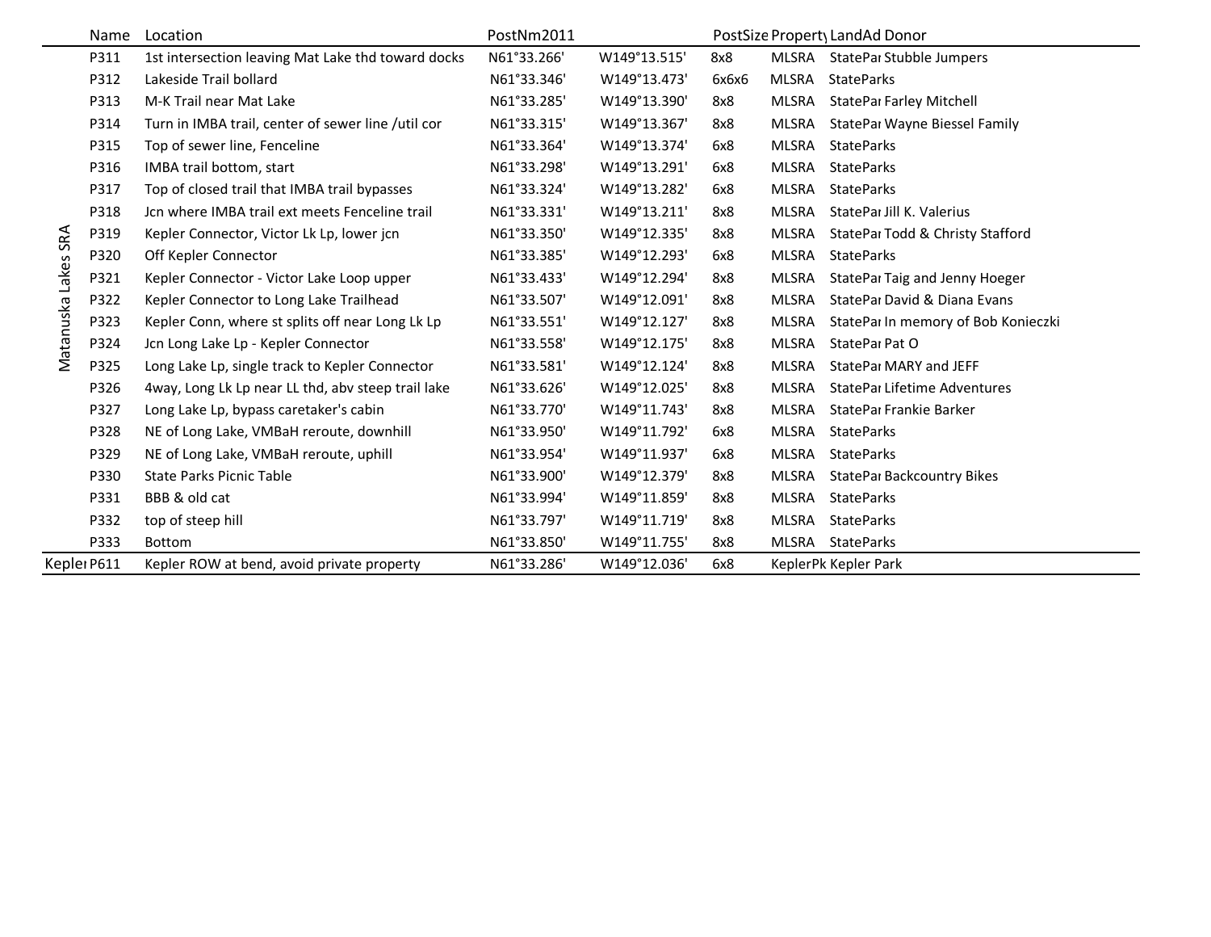| | Name | Location | PostNm2011 | | PostSize | Property | LandAd | Donor |
|---|---|---|---|---|---|---|---|---|
| Matanuska Lakes SRA | P311 | 1st intersection leaving Mat Lake thd toward docks | N61°33.266' | W149°13.515' | 8x8 | MLSRA | StatePar | Stubble Jumpers |
| | P312 | Lakeside Trail bollard | N61°33.346' | W149°13.473' | 6x6x6 | MLSRA | StateParks | |
| | P313 | M-K Trail near Mat Lake | N61°33.285' | W149°13.390' | 8x8 | MLSRA | StatePar | Farley Mitchell |
| | P314 | Turn in IMBA trail, center of sewer line /util cor | N61°33.315' | W149°13.367' | 8x8 | MLSRA | StatePar | Wayne Biessel Family |
| | P315 | Top of sewer line, Fenceline | N61°33.364' | W149°13.374' | 6x8 | MLSRA | StateParks | |
| | P316 | IMBA trail bottom, start | N61°33.298' | W149°13.291' | 6x8 | MLSRA | StateParks | |
| | P317 | Top of closed trail that IMBA trail bypasses | N61°33.324' | W149°13.282' | 6x8 | MLSRA | StateParks | |
| | P318 | Jcn where IMBA trail ext meets Fenceline trail | N61°33.331' | W149°13.211' | 8x8 | MLSRA | StatePar | Jill K. Valerius |
| | P319 | Kepler Connector, Victor Lk Lp, lower jcn | N61°33.350' | W149°12.335' | 8x8 | MLSRA | StatePar | Todd & Christy Stafford |
| | P320 | Off Kepler Connector | N61°33.385' | W149°12.293' | 6x8 | MLSRA | StateParks | |
| | P321 | Kepler Connector - Victor Lake Loop upper | N61°33.433' | W149°12.294' | 8x8 | MLSRA | StatePar | Taig and Jenny Hoeger |
| | P322 | Kepler Connector to Long Lake Trailhead | N61°33.507' | W149°12.091' | 8x8 | MLSRA | StatePar | David & Diana Evans |
| | P323 | Kepler Conn, where st splits off near Long Lk Lp | N61°33.551' | W149°12.127' | 8x8 | MLSRA | StatePar | In memory of Bob Konieczki |
| | P324 | Jcn Long Lake Lp - Kepler Connector | N61°33.558' | W149°12.175' | 8x8 | MLSRA | StatePar | Pat O |
| | P325 | Long Lake Lp, single track to Kepler Connector | N61°33.581' | W149°12.124' | 8x8 | MLSRA | StatePar | MARY and JEFF |
| | P326 | 4way, Long Lk Lp near LL thd, abv steep trail lake | N61°33.626' | W149°12.025' | 8x8 | MLSRA | StatePar | Lifetime Adventures |
| | P327 | Long Lake Lp, bypass caretaker's cabin | N61°33.770' | W149°11.743' | 8x8 | MLSRA | StatePar | Frankie Barker |
| | P328 | NE of Long Lake, VMBaH reroute, downhill | N61°33.950' | W149°11.792' | 6x8 | MLSRA | StateParks | |
| | P329 | NE of Long Lake, VMBaH reroute, uphill | N61°33.954' | W149°11.937' | 6x8 | MLSRA | StateParks | |
| | P330 | State Parks Picnic Table | N61°33.900' | W149°12.379' | 8x8 | MLSRA | StatePar | Backcountry Bikes |
| | P331 | BBB & old cat | N61°33.994' | W149°11.859' | 8x8 | MLSRA | StateParks | |
| | P332 | top of steep hill | N61°33.797' | W149°11.719' | 8x8 | MLSRA | StateParks | |
| | P333 | Bottom | N61°33.850' | W149°11.755' | 8x8 | MLSRA | StateParks | |
| Kepler | P611 | Kepler ROW at bend, avoid private property | N61°33.286' | W149°12.036' | 6x8 | KeplerPk | Kepler Park | |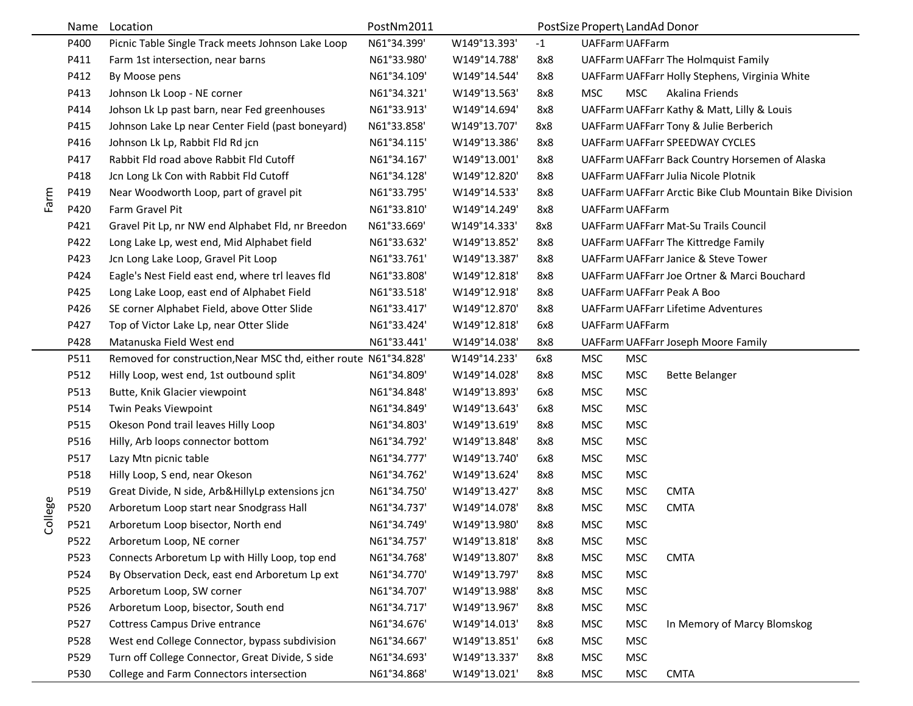| | Name | Location | PostNm2011 | | PostSize | Property | LandAd | Donor |
|---|---|---|---|---|---|---|---|---|
| Farm | P400 | Picnic Table Single Track meets Johnson Lake Loop | N61°34.399' | W149°13.393' | -1 | UAFFarm | UAFFarm | |
| | P411 | Farm 1st intersection, near barns | N61°33.980' | W149°14.788' | 8x8 | UAFFarm | UAFFarr | The Holmquist Family |
| | P412 | By Moose pens | N61°34.109' | W149°14.544' | 8x8 | UAFFarm | UAFFarr | Holly Stephens, Virginia White |
| | P413 | Johnson Lk Loop - NE corner | N61°34.321' | W149°13.563' | 8x8 | MSC | MSC | Akalina Friends |
| | P414 | Johson Lk Lp past barn, near Fed greenhouses | N61°33.913' | W149°14.694' | 8x8 | UAFFarm | UAFFarr | Kathy & Matt, Lilly & Louis |
| | P415 | Johnson Lake Lp near Center Field (past boneyard) | N61°33.858' | W149°13.707' | 8x8 | UAFFarm | UAFFarr | Tony & Julie Berberich |
| | P416 | Johnson Lk Lp, Rabbit Fld Rd jcn | N61°34.115' | W149°13.386' | 8x8 | UAFFarm | UAFFarr | SPEEDWAY CYCLES |
| | P417 | Rabbit Fld road above Rabbit Fld Cutoff | N61°34.167' | W149°13.001' | 8x8 | UAFFarm | UAFFarr | Back Country Horsemen of Alaska |
| | P418 | Jcn Long Lk Con with Rabbit Fld Cutoff | N61°34.128' | W149°12.820' | 8x8 | UAFFarm | UAFFarr | Julia Nicole Plotnik |
| | P419 | Near Woodworth Loop, part of gravel pit | N61°33.795' | W149°14.533' | 8x8 | UAFFarm | UAFFarr | Arctic Bike Club Mountain Bike Division |
| | P420 | Farm Gravel Pit | N61°33.810' | W149°14.249' | 8x8 | UAFFarm | UAFFarm | |
| | P421 | Gravel Pit Lp, nr NW end Alphabet Fld, nr Breedon | N61°33.669' | W149°14.333' | 8x8 | UAFFarm | UAFFarr | Mat-Su Trails Council |
| | P422 | Long Lake Lp, west end, Mid Alphabet field | N61°33.632' | W149°13.852' | 8x8 | UAFFarm | UAFFarr | The Kittredge Family |
| | P423 | Jcn Long Lake Loop, Gravel Pit Loop | N61°33.761' | W149°13.387' | 8x8 | UAFFarm | UAFFarr | Janice & Steve Tower |
| | P424 | Eagle's Nest Field east end, where trl leaves fld | N61°33.808' | W149°12.818' | 8x8 | UAFFarm | UAFFarr | Joe Ortner & Marci Bouchard |
| | P425 | Long Lake Loop, east end of Alphabet Field | N61°33.518' | W149°12.918' | 8x8 | UAFFarm | UAFFarr | Peak A Boo |
| | P426 | SE corner Alphabet Field, above Otter Slide | N61°33.417' | W149°12.870' | 8x8 | UAFFarm | UAFFarr | Lifetime Adventures |
| | P427 | Top of Victor Lake Lp, near Otter Slide | N61°33.424' | W149°12.818' | 6x8 | UAFFarm | UAFFarm | |
| | P428 | Matanuska Field West end | N61°33.441' | W149°14.038' | 8x8 | UAFFarm | UAFFarr | Joseph Moore Family |
| College | P511 | Removed for construction,Near MSC thd, either route | N61°34.828' | W149°14.233' | 6x8 | MSC | MSC | |
| | P512 | Hilly Loop, west end, 1st outbound split | N61°34.809' | W149°14.028' | 8x8 | MSC | MSC | Bette Belanger |
| | P513 | Butte, Knik Glacier viewpoint | N61°34.848' | W149°13.893' | 6x8 | MSC | MSC | |
| | P514 | Twin Peaks Viewpoint | N61°34.849' | W149°13.643' | 6x8 | MSC | MSC | |
| | P515 | Okeson Pond trail leaves Hilly Loop | N61°34.803' | W149°13.619' | 8x8 | MSC | MSC | |
| | P516 | Hilly, Arb loops connector bottom | N61°34.792' | W149°13.848' | 8x8 | MSC | MSC | |
| | P517 | Lazy Mtn picnic table | N61°34.777' | W149°13.740' | 6x8 | MSC | MSC | |
| | P518 | Hilly Loop, S end, near Okeson | N61°34.762' | W149°13.624' | 8x8 | MSC | MSC | |
| | P519 | Great Divide, N side, Arb&HillyLp extensions jcn | N61°34.750' | W149°13.427' | 8x8 | MSC | MSC | CMTA |
| | P520 | Arboretum Loop start near Snodgrass Hall | N61°34.737' | W149°14.078' | 8x8 | MSC | MSC | CMTA |
| | P521 | Arboretum Loop bisector, North end | N61°34.749' | W149°13.980' | 8x8 | MSC | MSC | |
| | P522 | Arboretum Loop, NE corner | N61°34.757' | W149°13.818' | 8x8 | MSC | MSC | |
| | P523 | Connects Arboretum Lp with Hilly Loop, top end | N61°34.768' | W149°13.807' | 8x8 | MSC | MSC | CMTA |
| | P524 | By Observation Deck, east end Arboretum Lp ext | N61°34.770' | W149°13.797' | 8x8 | MSC | MSC | |
| | P525 | Arboretum Loop, SW corner | N61°34.707' | W149°13.988' | 8x8 | MSC | MSC | |
| | P526 | Arboretum Loop, bisector, South end | N61°34.717' | W149°13.967' | 8x8 | MSC | MSC | |
| | P527 | Cottress Campus Drive entrance | N61°34.676' | W149°14.013' | 8x8 | MSC | MSC | In Memory of Marcy Blomskog |
| | P528 | West end College Connector, bypass subdivision | N61°34.667' | W149°13.851' | 6x8 | MSC | MSC | |
| | P529 | Turn off College Connector, Great Divide, S side | N61°34.693' | W149°13.337' | 8x8 | MSC | MSC | |
| | P530 | College and Farm Connectors intersection | N61°34.868' | W149°13.021' | 8x8 | MSC | MSC | CMTA |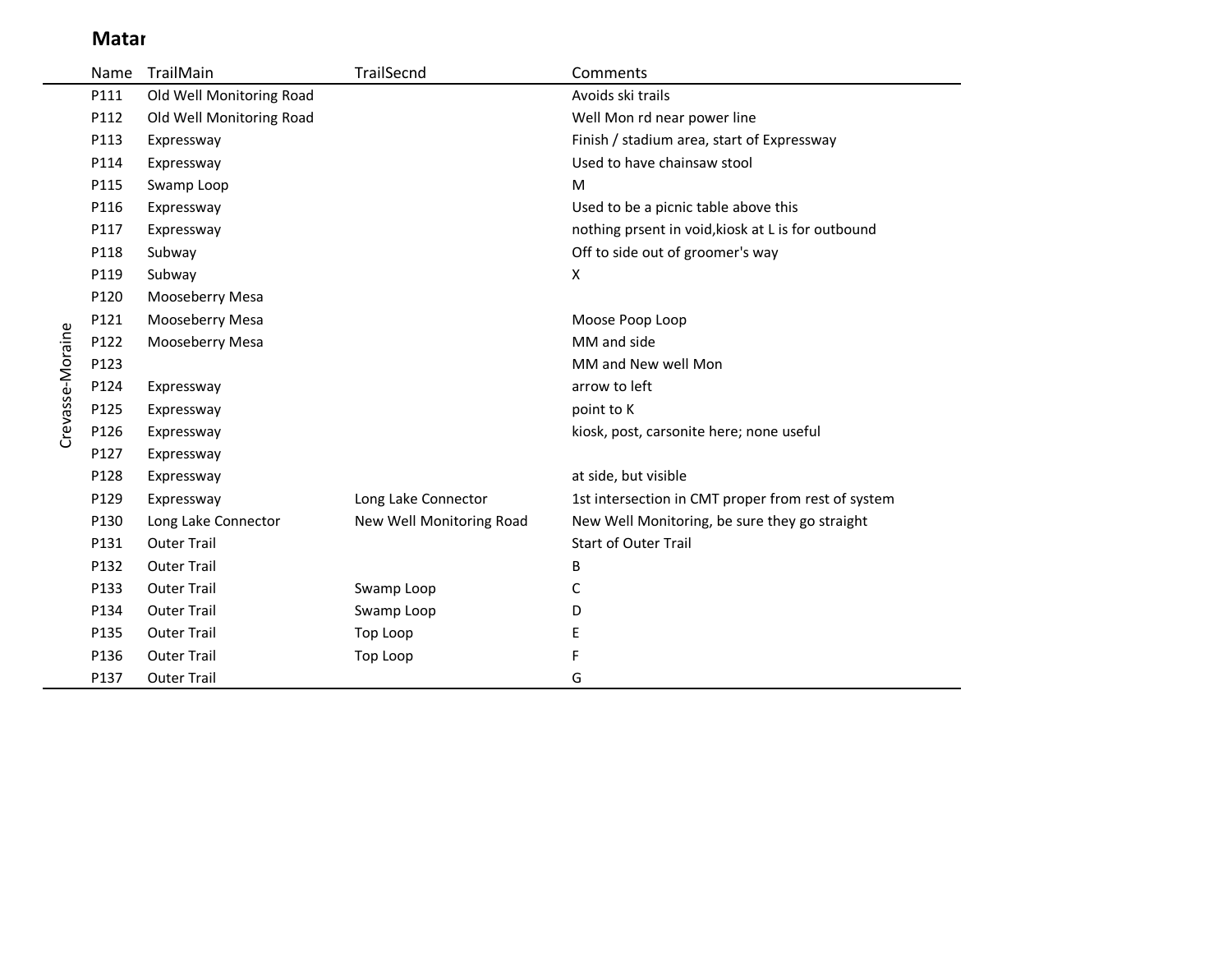**Matar**

| | Name | TrailMain | TrailSecnd | Comments |
|---|---|---|---|---|
| Crevasse-Moraine | P111 | Old Well Monitoring Road | | Avoids ski trails |
| | P112 | Old Well Monitoring Road | | Well Mon rd near power line |
| | P113 | Expressway | | Finish / stadium area, start of Expressway |
| | P114 | Expressway | | Used to have chainsaw stool |
| | P115 | Swamp Loop | | M |
| | P116 | Expressway | | Used to be a picnic table above this |
| | P117 | Expressway | | nothing prsent in void,kiosk at L is for outbound |
| | P118 | Subway | | Off to side out of groomer's way |
| | P119 | Subway | | X |
| | P120 | Mooseberry Mesa | | |
| | P121 | Mooseberry Mesa | | Moose Poop Loop |
| | P122 | Mooseberry Mesa | | MM and side |
| | P123 | | | MM and New well Mon |
| | P124 | Expressway | | arrow to left |
| | P125 | Expressway | | point to K |
| | P126 | Expressway | | kiosk, post, carsonite here; none useful |
| | P127 | Expressway | | |
| | P128 | Expressway | | at side, but visible |
| | P129 | Expressway | Long Lake Connector | 1st intersection in CMT proper from rest of system |
| | P130 | Long Lake Connector | New Well Monitoring Road | New Well Monitoring, be sure they go straight |
| | P131 | Outer Trail | | Start of Outer Trail |
| | P132 | Outer Trail | | B |
| | P133 | Outer Trail | Swamp Loop | C |
| | P134 | Outer Trail | Swamp Loop | D |
| | P135 | Outer Trail | Top Loop | E |
| | P136 | Outer Trail | Top Loop | F |
| | P137 | Outer Trail | | G |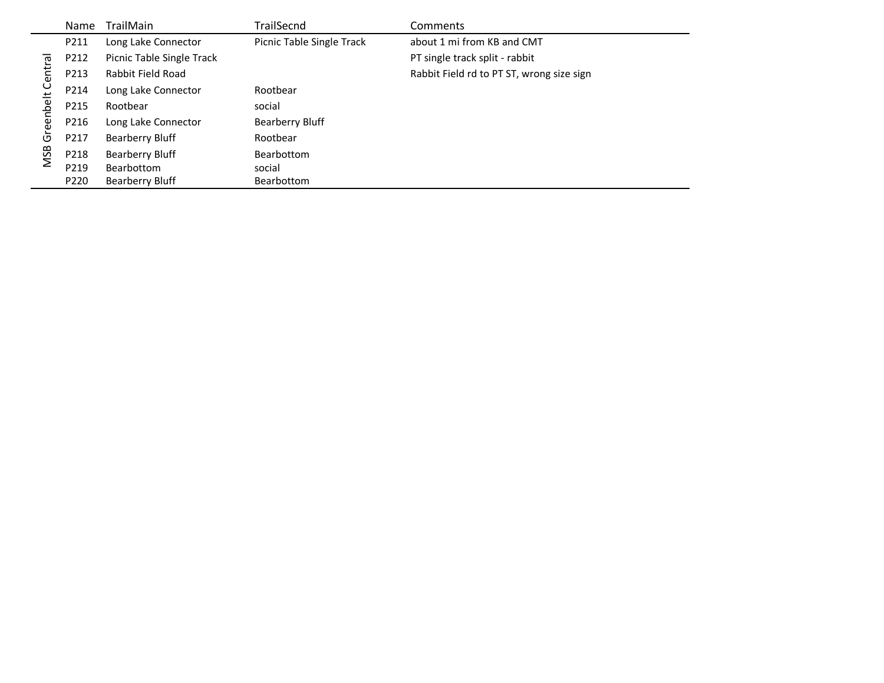| | Name | TrailMain | TrailSecnd | Comments |
|---|---|---|---|---|
| MSB Greenbelt Central | P211 | Long Lake Connector | Picnic Table Single Track | about 1 mi from KB and CMT |
| | P212 | Picnic Table Single Track | | PT single track split - rabbit |
| | P213 | Rabbit Field Road | | Rabbit Field rd to PT ST, wrong size sign |
| | P214 | Long Lake Connector | Rootbear | |
| | P215 | Rootbear | social | |
| | P216 | Long Lake Connector | Bearberry Bluff | |
| | P217 | Bearberry Bluff | Rootbear | |
| | P218 | Bearberry Bluff | Bearbottom | |
| | P219 | Bearbottom | social | |
| | P220 | Bearberry Bluff | Bearbottom | |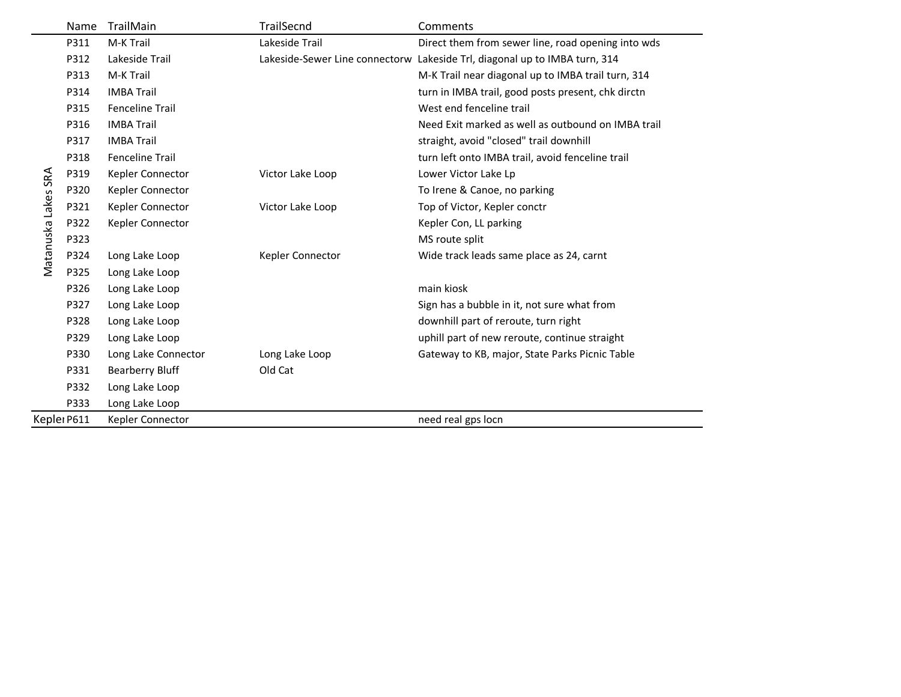| | Name | TrailMain | TrailSecnd | Comments |
|---|---|---|---|---|
| Matanuska Lakes SRA | P311 | M-K Trail | Lakeside Trail | Direct them from sewer line, road opening into wds |
| | P312 | Lakeside Trail | Lakeside-Sewer Line connectorw | Lakeside Trl, diagonal up to IMBA turn, 314 |
| | P313 | M-K Trail | | M-K Trail near diagonal up to IMBA trail turn, 314 |
| | P314 | IMBA Trail | | turn in IMBA trail, good posts present, chk dirctn |
| | P315 | Fenceline Trail | | West end fenceline trail |
| | P316 | IMBA Trail | | Need Exit marked as well as outbound on IMBA trail |
| | P317 | IMBA Trail | | straight, avoid "closed" trail downhill |
| | P318 | Fenceline Trail | | turn left onto IMBA trail, avoid fenceline trail |
| | P319 | Kepler Connector | Victor Lake Loop | Lower Victor Lake Lp |
| | P320 | Kepler Connector | | To Irene & Canoe, no parking |
| | P321 | Kepler Connector | Victor Lake Loop | Top of Victor, Kepler conctr |
| | P322 | Kepler Connector | | Kepler Con, LL parking |
| | P323 | | | MS route split |
| | P324 | Long Lake Loop | Kepler Connector | Wide track leads same place as 24, carnt |
| | P325 | Long Lake Loop | | |
| | P326 | Long Lake Loop | | main kiosk |
| | P327 | Long Lake Loop | | Sign has a bubble in it, not sure what from |
| | P328 | Long Lake Loop | | downhill part of reroute, turn right |
| | P329 | Long Lake Loop | | uphill part of new reroute, continue straight |
| | P330 | Long Lake Connector | Long Lake Loop | Gateway to KB, major, State Parks Picnic Table |
| | P331 | Bearberry Bluff | Old Cat | |
| | P332 | Long Lake Loop | | |
| | P333 | Long Lake Loop | | |
| Kepler | P611 | Kepler Connector | | need real gps locn |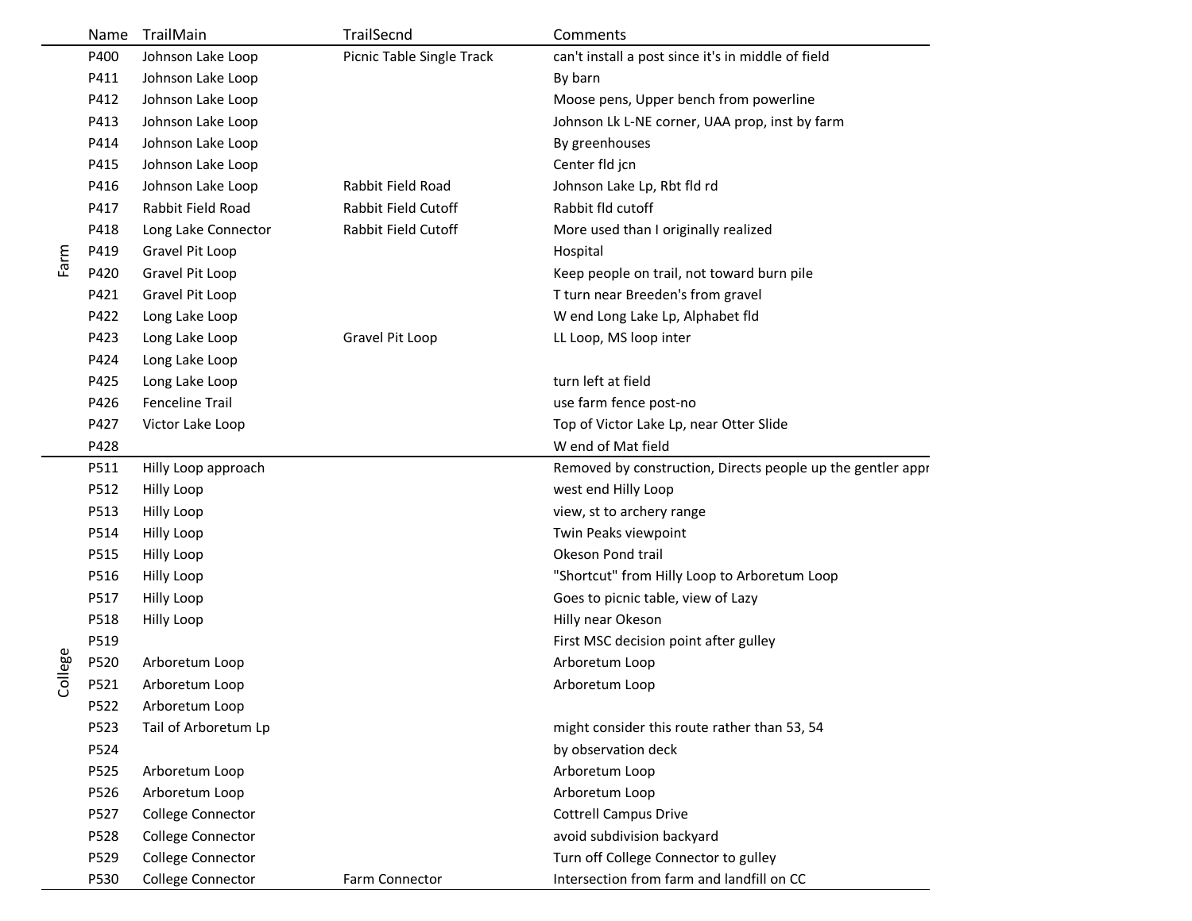| | Name | TrailMain | TrailSecnd | Comments |
|---|---|---|---|---|
| Farm | P400 | Johnson Lake Loop | Picnic Table Single Track | can't install a post since it's in middle of field |
| | P411 | Johnson Lake Loop | | By barn |
| | P412 | Johnson Lake Loop | | Moose pens, Upper bench from powerline |
| | P413 | Johnson Lake Loop | | Johnson Lk L-NE corner, UAA prop, inst by farm |
| | P414 | Johnson Lake Loop | | By greenhouses |
| | P415 | Johnson Lake Loop | | Center fld jcn |
| | P416 | Johnson Lake Loop | Rabbit Field Road | Johnson Lake Lp, Rbt fld rd |
| | P417 | Rabbit Field Road | Rabbit Field Cutoff | Rabbit fld cutoff |
| | P418 | Long Lake Connector | Rabbit Field Cutoff | More used than I originally realized |
| | P419 | Gravel Pit Loop | | Hospital |
| | P420 | Gravel Pit Loop | | Keep people on trail, not toward burn pile |
| | P421 | Gravel Pit Loop | | T turn near Breeden's from gravel |
| | P422 | Long Lake Loop | | W end Long Lake Lp, Alphabet fld |
| | P423 | Long Lake Loop | Gravel Pit Loop | LL Loop, MS loop inter |
| | P424 | Long Lake Loop | | |
| | P425 | Long Lake Loop | | turn left at field |
| | P426 | Fenceline Trail | | use farm fence post-no |
| | P427 | Victor Lake Loop | | Top of Victor Lake Lp, near Otter Slide |
| | P428 | | | W end of Mat field |
| College | P511 | Hilly Loop approach | | Removed by construction, Directs people up the gentler appr |
| | P512 | Hilly Loop | | west end Hilly Loop |
| | P513 | Hilly Loop | | view, st to archery range |
| | P514 | Hilly Loop | | Twin Peaks viewpoint |
| | P515 | Hilly Loop | | Okeson Pond trail |
| | P516 | Hilly Loop | | "Shortcut" from Hilly Loop to Arboretum Loop |
| | P517 | Hilly Loop | | Goes to picnic table, view of Lazy |
| | P518 | Hilly Loop | | Hilly near Okeson |
| | P519 | | | First MSC decision point after gulley |
| | P520 | Arboretum Loop | | Arboretum Loop |
| | P521 | Arboretum Loop | | Arboretum Loop |
| | P522 | Arboretum Loop | | |
| | P523 | Tail of Arboretum Lp | | might consider this route rather than 53, 54 |
| | P524 | | | by observation deck |
| | P525 | Arboretum Loop | | Arboretum Loop |
| | P526 | Arboretum Loop | | Arboretum Loop |
| | P527 | College Connector | | Cottrell Campus Drive |
| | P528 | College Connector | | avoid subdivision backyard |
| | P529 | College Connector | | Turn off College Connector to gulley |
| | P530 | College Connector | Farm Connector | Intersection from farm and landfill on CC |